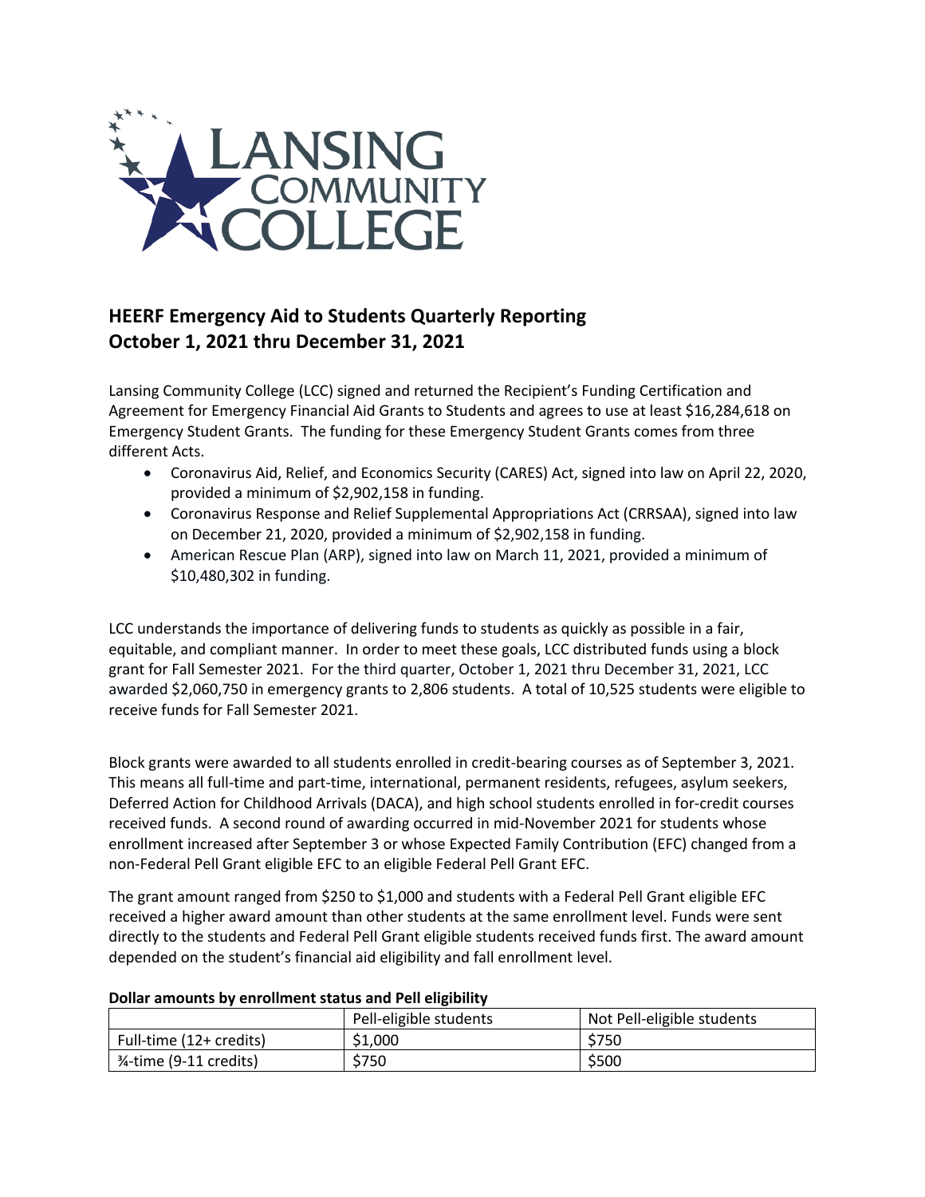## HEERF Emergency Aid to Students Quarterly Reporting
## October 1, 2021 thru December 31, 2021

Lansing Community College (LCC) signed and returned the Recipient's Funding Certification and Agreement for Emergency Financial Aid Grants to Students and agrees to use at least $16,284,618 on Emergency Student Grants. The funding for these Emergency Student Grants comes from three different Acts.

- Coronavirus Aid, Relief, and Economics Security (CARES) Act, signed into law on April 22, 2020, provided a minimum of $2,902,158 in funding.
- Coronavirus Response and Relief Supplemental Appropriations Act (CRRSAA), signed into law on December 21, 2020, provided a minimum of $2,902,158 in funding.
- American Rescue Plan (ARP), signed into law on March 11, 2021, provided a minimum of $10,480,302 in funding.

LCC understands the importance of delivering funds to students as quickly as possible in a fair, equitable, and compliant manner. In order to meet these goals, LCC distributed funds using a block grant for Fall Semester 2021. For the third quarter, October 1, 2021 thru December 31, 2021, LCC awarded $2,060,750 in emergency grants to 2,806 students. A total of 10,525 students were eligible to receive funds for Fall Semester 2021.

Block grants were awarded to all students enrolled in credit-bearing courses as of September 3, 2021. This means all full-time and part-time, international, permanent residents, refugees, asylum seekers, Deferred Action for Childhood Arrivals (DACA), and high school students enrolled in for-credit courses received funds. A second round of awarding occurred in mid-November 2021 for students whose enrollment increased after September 3 or whose Expected Family Contribution (EFC) changed from a non-Federal Pell Grant eligible EFC to an eligible Federal Pell Grant EFC.

The grant amount ranged from $250 to $1,000 and students with a Federal Pell Grant eligible EFC received a higher award amount than other students at the same enrollment level. Funds were sent directly to the students and Federal Pell Grant eligible students received funds first. The award amount depended on the student's financial aid eligibility and fall enrollment level.

**Dollar amounts by enrollment status and Pell eligibility**

| | Pell-eligible students | Not Pell-eligible students |
|---|---|---|
| Full-time (12+ credits) | $1,000 | $750 |
| ¾-time (9-11 credits) | $750 | $500 |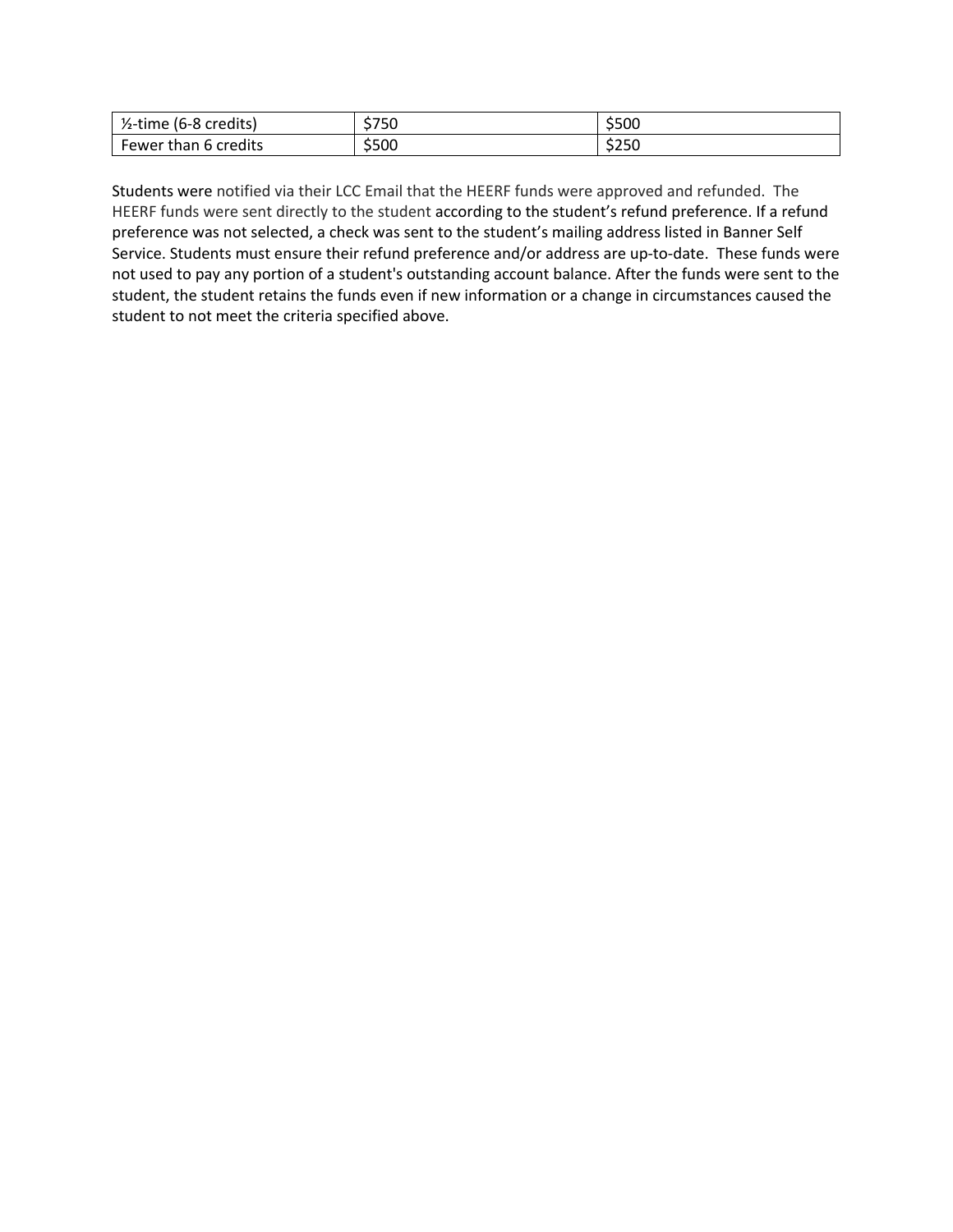| | | |
|---|---|---|
| ½-time (6-8 credits) | \$750 | \$500 |
| Fewer than 6 credits | \$500 | \$250 |

Students were notified via their LCC Email that the HEERF funds were approved and refunded. The HEERF funds were sent directly to the student according to the student's refund preference. If a refund preference was not selected, a check was sent to the student's mailing address listed in Banner Self Service. Students must ensure their refund preference and/or address are up-to-date. These funds were not used to pay any portion of a student's outstanding account balance. After the funds were sent to the student, the student retains the funds even if new information or a change in circumstances caused the student to not meet the criteria specified above.